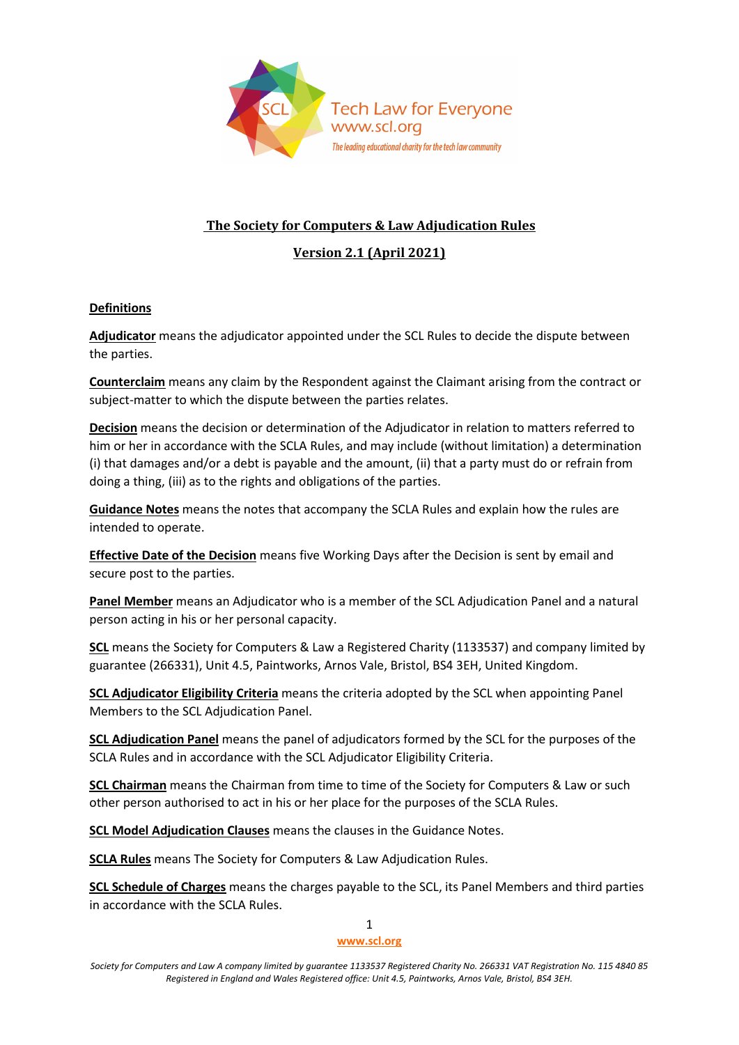Tech Law for Everyone
www.scl.org
*The leading educational charity for the tech law community*

# The Society for Computers & Law Adjudication Rules

## Version 2.1 (April 2021)

### Definitions

**Adjudicator** means the adjudicator appointed under the SCL Rules to decide the dispute between the parties.

**Counterclaim** means any claim by the Respondent against the Claimant arising from the contract or subject-matter to which the dispute between the parties relates.

**Decision** means the decision or determination of the Adjudicator in relation to matters referred to him or her in accordance with the SCLA Rules, and may include (without limitation) a determination (i) that damages and/or a debt is payable and the amount, (ii) that a party must do or refrain from doing a thing, (iii) as to the rights and obligations of the parties.

**Guidance Notes** means the notes that accompany the SCLA Rules and explain how the rules are intended to operate.

**Effective Date of the Decision** means five Working Days after the Decision is sent by email and secure post to the parties.

**Panel Member** means an Adjudicator who is a member of the SCL Adjudication Panel and a natural person acting in his or her personal capacity.

**SCL** means the Society for Computers & Law a Registered Charity (1133537) and company limited by guarantee (266331), Unit 4.5, Paintworks, Arnos Vale, Bristol, BS4 3EH, United Kingdom.

**SCL Adjudicator Eligibility Criteria** means the criteria adopted by the SCL when appointing Panel Members to the SCL Adjudication Panel.

**SCL Adjudication Panel** means the panel of adjudicators formed by the SCL for the purposes of the SCLA Rules and in accordance with the SCL Adjudicator Eligibility Criteria.

**SCL Chairman** means the Chairman from time to time of the Society for Computers & Law or such other person authorised to act in his or her place for the purposes of the SCLA Rules.

**SCL Model Adjudication Clauses** means the clauses in the Guidance Notes.

**SCLA Rules** means The Society for Computers & Law Adjudication Rules.

**SCL Schedule of Charges** means the charges payable to the SCL, its Panel Members and third parties in accordance with the SCLA Rules.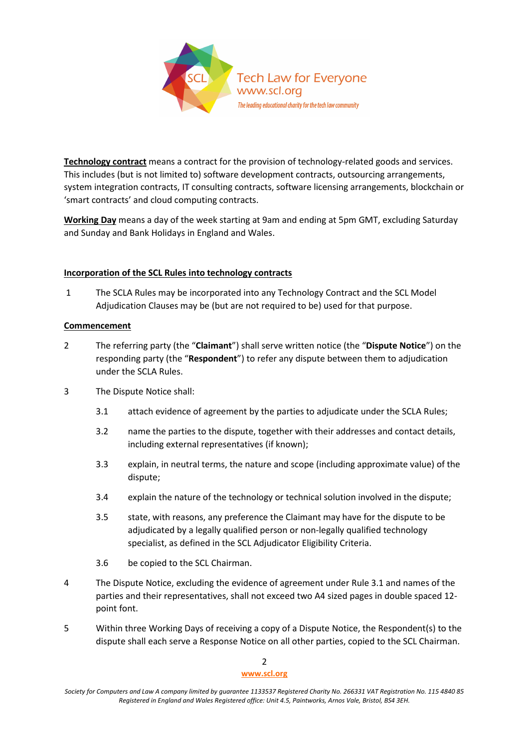**Technology contract** means a contract for the provision of technology-related goods and services. This includes (but is not limited to) software development contracts, outsourcing arrangements, system integration contracts, IT consulting contracts, software licensing arrangements, blockchain or 'smart contracts' and cloud computing contracts.

**Working Day** means a day of the week starting at 9am and ending at 5pm GMT, excluding Saturday and Sunday and Bank Holidays in England and Wales.

## Incorporation of the SCL Rules into technology contracts

1 The SCLA Rules may be incorporated into any Technology Contract and the SCL Model Adjudication Clauses may be (but are not required to be) used for that purpose.

## Commencement

2 The referring party (the "**Claimant**") shall serve written notice (the "**Dispute Notice**") on the responding party (the "**Respondent**") to refer any dispute between them to adjudication under the SCLA Rules.

3 The Dispute Notice shall:

3.1 attach evidence of agreement by the parties to adjudicate under the SCLA Rules;

3.2 name the parties to the dispute, together with their addresses and contact details, including external representatives (if known);

3.3 explain, in neutral terms, the nature and scope (including approximate value) of the dispute;

3.4 explain the nature of the technology or technical solution involved in the dispute;

3.5 state, with reasons, any preference the Claimant may have for the dispute to be adjudicated by a legally qualified person or non-legally qualified technology specialist, as defined in the SCL Adjudicator Eligibility Criteria.

3.6 be copied to the SCL Chairman.

4 The Dispute Notice, excluding the evidence of agreement under Rule 3.1 and names of the parties and their representatives, shall not exceed two A4 sized pages in double spaced 12-point font.

5 Within three Working Days of receiving a copy of a Dispute Notice, the Respondent(s) to the dispute shall each serve a Response Notice on all other parties, copied to the SCL Chairman.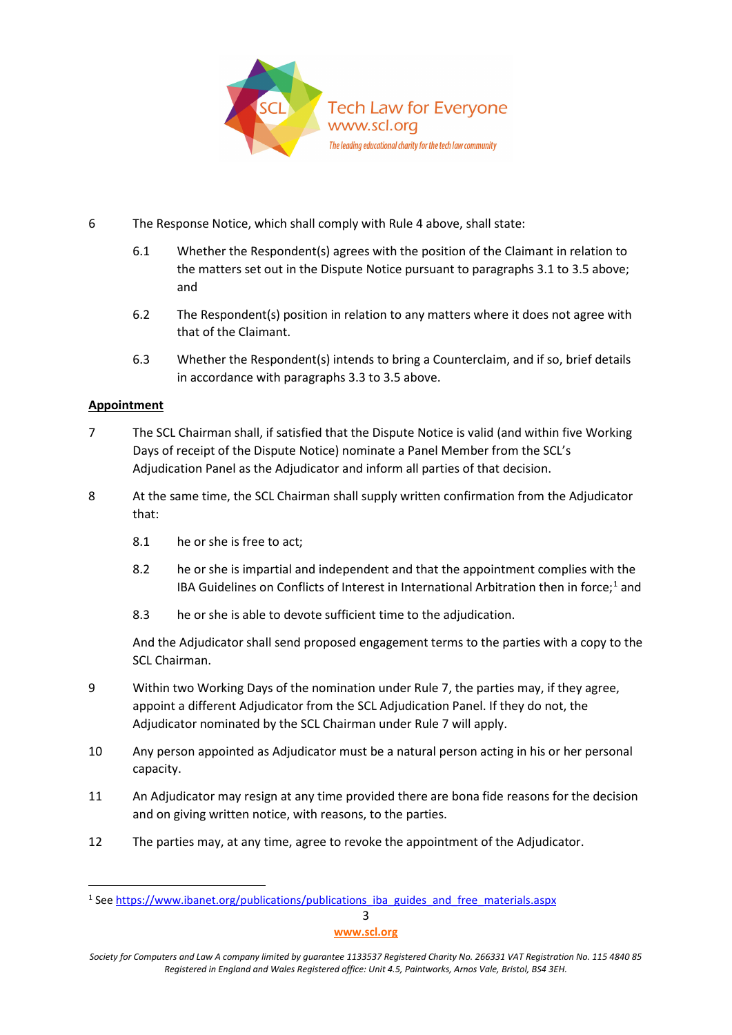6 The Response Notice, which shall comply with Rule 4 above, shall state:

6.1 Whether the Respondent(s) agrees with the position of the Claimant in relation to the matters set out in the Dispute Notice pursuant to paragraphs 3.1 to 3.5 above; and

6.2 The Respondent(s) position in relation to any matters where it does not agree with that of the Claimant.

6.3 Whether the Respondent(s) intends to bring a Counterclaim, and if so, brief details in accordance with paragraphs 3.3 to 3.5 above.

**Appointment**

7 The SCL Chairman shall, if satisfied that the Dispute Notice is valid (and within five Working Days of receipt of the Dispute Notice) nominate a Panel Member from the SCL's Adjudication Panel as the Adjudicator and inform all parties of that decision.

8 At the same time, the SCL Chairman shall supply written confirmation from the Adjudicator that:

8.1 he or she is free to act;

8.2 he or she is impartial and independent and that the appointment complies with the IBA Guidelines on Conflicts of Interest in International Arbitration then in force;[1] and

8.3 he or she is able to devote sufficient time to the adjudication.

And the Adjudicator shall send proposed engagement terms to the parties with a copy to the SCL Chairman.

9 Within two Working Days of the nomination under Rule 7, the parties may, if they agree, appoint a different Adjudicator from the SCL Adjudication Panel. If they do not, the Adjudicator nominated by the SCL Chairman under Rule 7 will apply.

10 Any person appointed as Adjudicator must be a natural person acting in his or her personal capacity.

11 An Adjudicator may resign at any time provided there are bona fide reasons for the decision and on giving written notice, with reasons, to the parties.

12 The parties may, at any time, agree to revoke the appointment of the Adjudicator.

[1] See https://www.ibanet.org/publications/publications_iba_guides_and_free_materials.aspx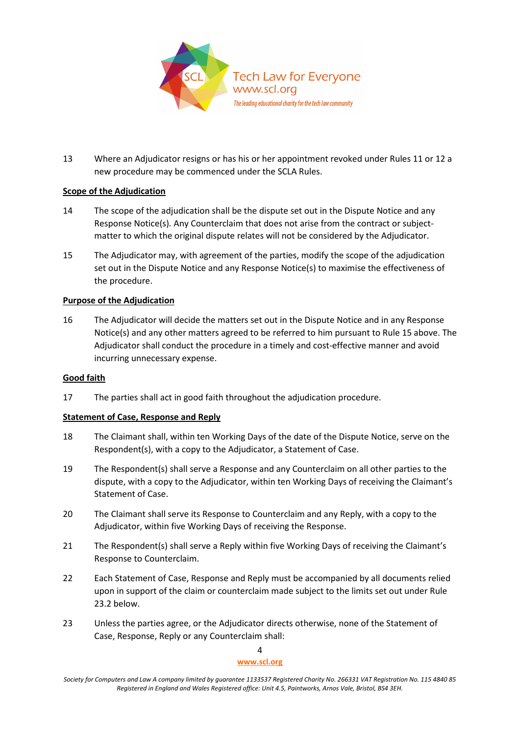13 Where an Adjudicator resigns or has his or her appointment revoked under Rules 11 or 12 a new procedure may be commenced under the SCLA Rules.

**Scope of the Adjudication**

14 The scope of the adjudication shall be the dispute set out in the Dispute Notice and any Response Notice(s). Any Counterclaim that does not arise from the contract or subject-matter to which the original dispute relates will not be considered by the Adjudicator.

15 The Adjudicator may, with agreement of the parties, modify the scope of the adjudication set out in the Dispute Notice and any Response Notice(s) to maximise the effectiveness of the procedure.

**Purpose of the Adjudication**

16 The Adjudicator will decide the matters set out in the Dispute Notice and in any Response Notice(s) and any other matters agreed to be referred to him pursuant to Rule 15 above. The Adjudicator shall conduct the procedure in a timely and cost-effective manner and avoid incurring unnecessary expense.

**Good faith**

17 The parties shall act in good faith throughout the adjudication procedure.

**Statement of Case, Response and Reply**

18 The Claimant shall, within ten Working Days of the date of the Dispute Notice, serve on the Respondent(s), with a copy to the Adjudicator, a Statement of Case.

19 The Respondent(s) shall serve a Response and any Counterclaim on all other parties to the dispute, with a copy to the Adjudicator, within ten Working Days of receiving the Claimant's Statement of Case.

20 The Claimant shall serve its Response to Counterclaim and any Reply, with a copy to the Adjudicator, within five Working Days of receiving the Response.

21 The Respondent(s) shall serve a Reply within five Working Days of receiving the Claimant's Response to Counterclaim.

22 Each Statement of Case, Response and Reply must be accompanied by all documents relied upon in support of the claim or counterclaim made subject to the limits set out under Rule 23.2 below.

23 Unless the parties agree, or the Adjudicator directs otherwise, none of the Statement of Case, Response, Reply or any Counterclaim shall: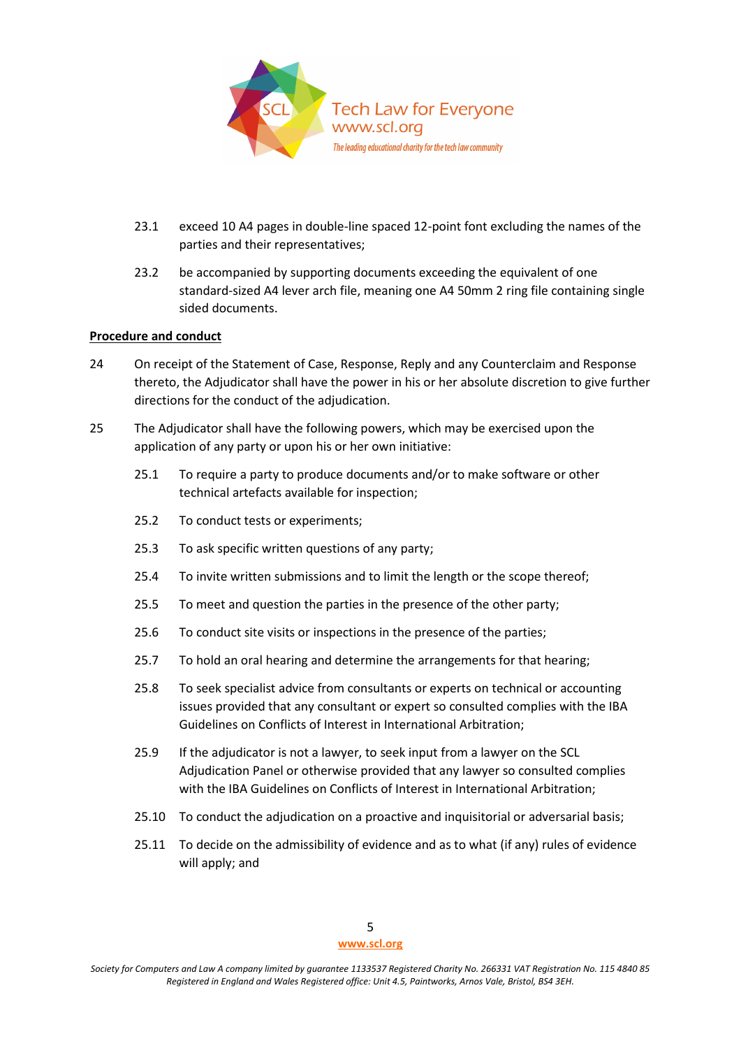23.1 exceed 10 A4 pages in double-line spaced 12-point font excluding the names of the parties and their representatives;

23.2 be accompanied by supporting documents exceeding the equivalent of one standard-sized A4 lever arch file, meaning one A4 50mm 2 ring file containing single sided documents.

**Procedure and conduct**

24 On receipt of the Statement of Case, Response, Reply and any Counterclaim and Response thereto, the Adjudicator shall have the power in his or her absolute discretion to give further directions for the conduct of the adjudication.

25 The Adjudicator shall have the following powers, which may be exercised upon the application of any party or upon his or her own initiative:

25.1 To require a party to produce documents and/or to make software or other technical artefacts available for inspection;

25.2 To conduct tests or experiments;

25.3 To ask specific written questions of any party;

25.4 To invite written submissions and to limit the length or the scope thereof;

25.5 To meet and question the parties in the presence of the other party;

25.6 To conduct site visits or inspections in the presence of the parties;

25.7 To hold an oral hearing and determine the arrangements for that hearing;

25.8 To seek specialist advice from consultants or experts on technical or accounting issues provided that any consultant or expert so consulted complies with the IBA Guidelines on Conflicts of Interest in International Arbitration;

25.9 If the adjudicator is not a lawyer, to seek input from a lawyer on the SCL Adjudication Panel or otherwise provided that any lawyer so consulted complies with the IBA Guidelines on Conflicts of Interest in International Arbitration;

25.10 To conduct the adjudication on a proactive and inquisitorial or adversarial basis;

25.11 To decide on the admissibility of evidence and as to what (if any) rules of evidence will apply; and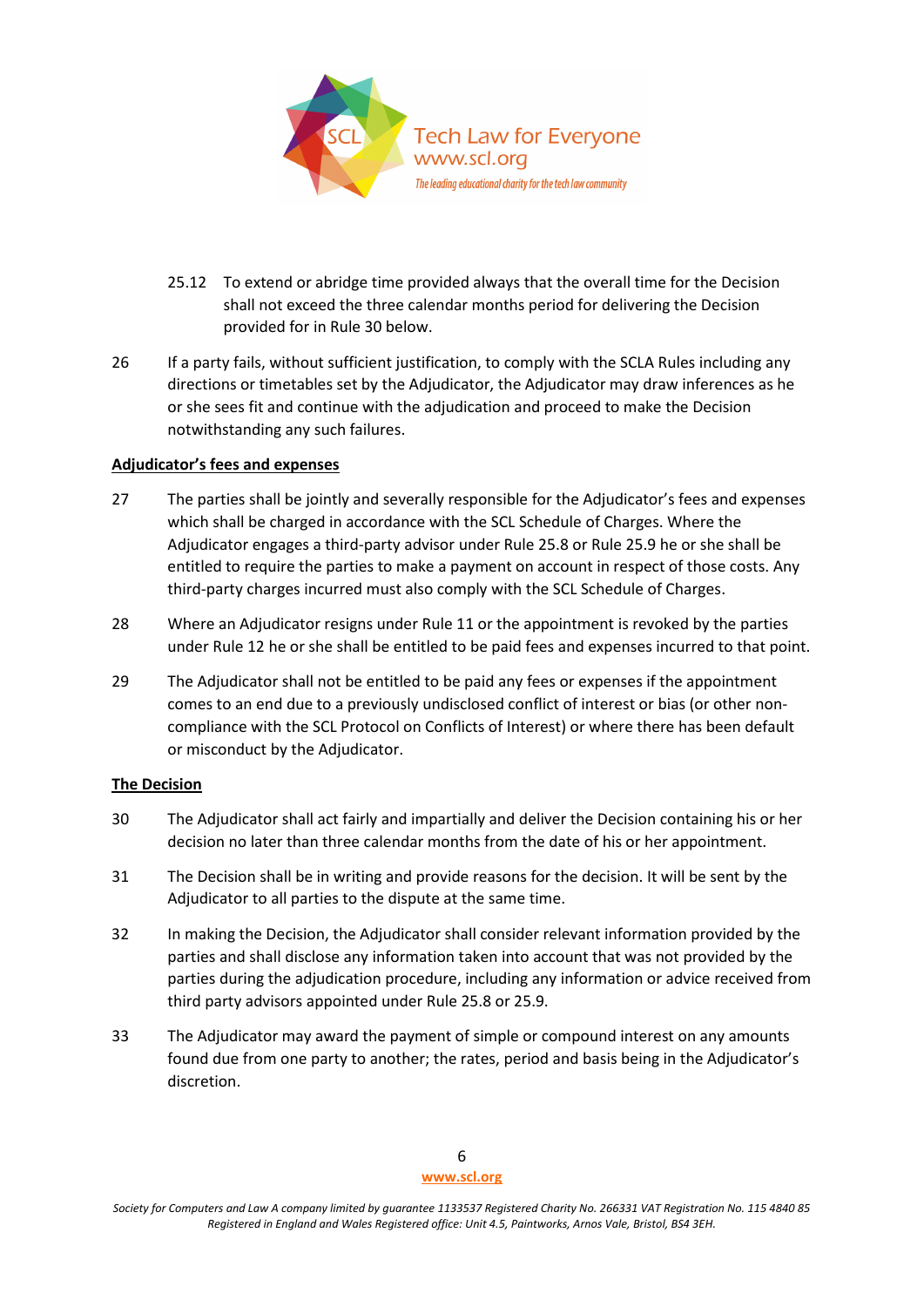25.12 To extend or abridge time provided always that the overall time for the Decision shall not exceed the three calendar months period for delivering the Decision provided for in Rule 30 below.

26 If a party fails, without sufficient justification, to comply with the SCLA Rules including any directions or timetables set by the Adjudicator, the Adjudicator may draw inferences as he or she sees fit and continue with the adjudication and proceed to make the Decision notwithstanding any such failures.

**Adjudicator's fees and expenses**

27 The parties shall be jointly and severally responsible for the Adjudicator's fees and expenses which shall be charged in accordance with the SCL Schedule of Charges. Where the Adjudicator engages a third-party advisor under Rule 25.8 or Rule 25.9 he or she shall be entitled to require the parties to make a payment on account in respect of those costs. Any third-party charges incurred must also comply with the SCL Schedule of Charges.

28 Where an Adjudicator resigns under Rule 11 or the appointment is revoked by the parties under Rule 12 he or she shall be entitled to be paid fees and expenses incurred to that point.

29 The Adjudicator shall not be entitled to be paid any fees or expenses if the appointment comes to an end due to a previously undisclosed conflict of interest or bias (or other non-compliance with the SCL Protocol on Conflicts of Interest) or where there has been default or misconduct by the Adjudicator.

**The Decision**

30 The Adjudicator shall act fairly and impartially and deliver the Decision containing his or her decision no later than three calendar months from the date of his or her appointment.

31 The Decision shall be in writing and provide reasons for the decision. It will be sent by the Adjudicator to all parties to the dispute at the same time.

32 In making the Decision, the Adjudicator shall consider relevant information provided by the parties and shall disclose any information taken into account that was not provided by the parties during the adjudication procedure, including any information or advice received from third party advisors appointed under Rule 25.8 or 25.9.

33 The Adjudicator may award the payment of simple or compound interest on any amounts found due from one party to another; the rates, period and basis being in the Adjudicator's discretion.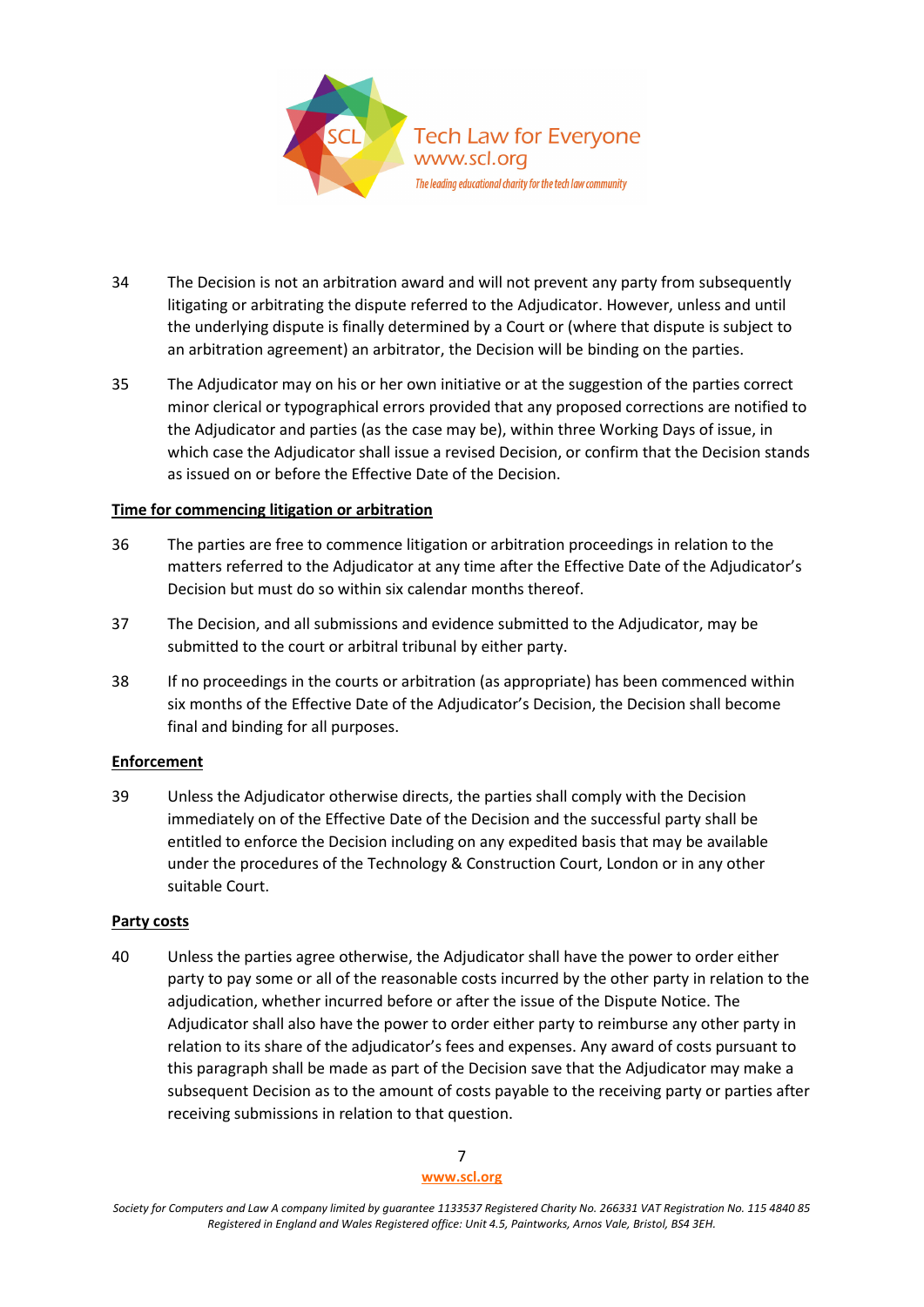34 The Decision is not an arbitration award and will not prevent any party from subsequently litigating or arbitrating the dispute referred to the Adjudicator. However, unless and until the underlying dispute is finally determined by a Court or (where that dispute is subject to an arbitration agreement) an arbitrator, the Decision will be binding on the parties.

35 The Adjudicator may on his or her own initiative or at the suggestion of the parties correct minor clerical or typographical errors provided that any proposed corrections are notified to the Adjudicator and parties (as the case may be), within three Working Days of issue, in which case the Adjudicator shall issue a revised Decision, or confirm that the Decision stands as issued on or before the Effective Date of the Decision.

**Time for commencing litigation or arbitration**

36 The parties are free to commence litigation or arbitration proceedings in relation to the matters referred to the Adjudicator at any time after the Effective Date of the Adjudicator's Decision but must do so within six calendar months thereof.

37 The Decision, and all submissions and evidence submitted to the Adjudicator, may be submitted to the court or arbitral tribunal by either party.

38 If no proceedings in the courts or arbitration (as appropriate) has been commenced within six months of the Effective Date of the Adjudicator's Decision, the Decision shall become final and binding for all purposes.

**Enforcement**

39 Unless the Adjudicator otherwise directs, the parties shall comply with the Decision immediately on of the Effective Date of the Decision and the successful party shall be entitled to enforce the Decision including on any expedited basis that may be available under the procedures of the Technology & Construction Court, London or in any other suitable Court.

**Party costs**

40 Unless the parties agree otherwise, the Adjudicator shall have the power to order either party to pay some or all of the reasonable costs incurred by the other party in relation to the adjudication, whether incurred before or after the issue of the Dispute Notice. The Adjudicator shall also have the power to order either party to reimburse any other party in relation to its share of the adjudicator's fees and expenses. Any award of costs pursuant to this paragraph shall be made as part of the Decision save that the Adjudicator may make a subsequent Decision as to the amount of costs payable to the receiving party or parties after receiving submissions in relation to that question.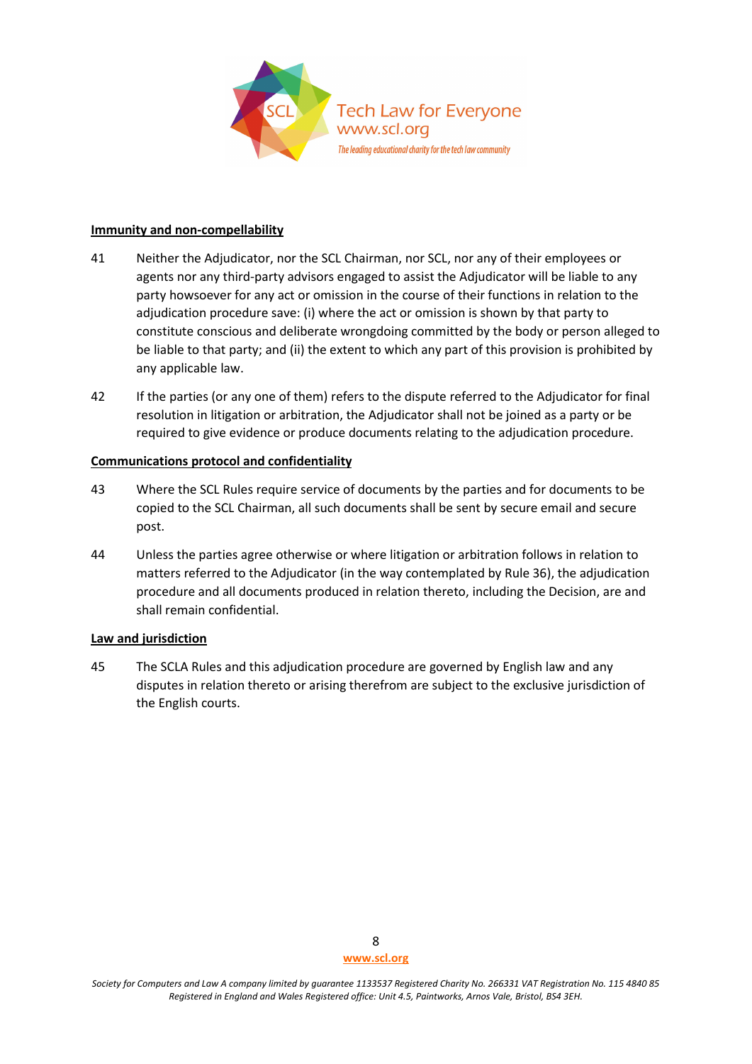**Immunity and non-compellability**

41 Neither the Adjudicator, nor the SCL Chairman, nor SCL, nor any of their employees or agents nor any third-party advisors engaged to assist the Adjudicator will be liable to any party howsoever for any act or omission in the course of their functions in relation to the adjudication procedure save: (i) where the act or omission is shown by that party to constitute conscious and deliberate wrongdoing committed by the body or person alleged to be liable to that party; and (ii) the extent to which any part of this provision is prohibited by any applicable law.

42 If the parties (or any one of them) refers to the dispute referred to the Adjudicator for final resolution in litigation or arbitration, the Adjudicator shall not be joined as a party or be required to give evidence or produce documents relating to the adjudication procedure.

**Communications protocol and confidentiality**

43 Where the SCL Rules require service of documents by the parties and for documents to be copied to the SCL Chairman, all such documents shall be sent by secure email and secure post.

44 Unless the parties agree otherwise or where litigation or arbitration follows in relation to matters referred to the Adjudicator (in the way contemplated by Rule 36), the adjudication procedure and all documents produced in relation thereto, including the Decision, are and shall remain confidential.

**Law and jurisdiction**

45 The SCLA Rules and this adjudication procedure are governed by English law and any disputes in relation thereto or arising therefrom are subject to the exclusive jurisdiction of the English courts.